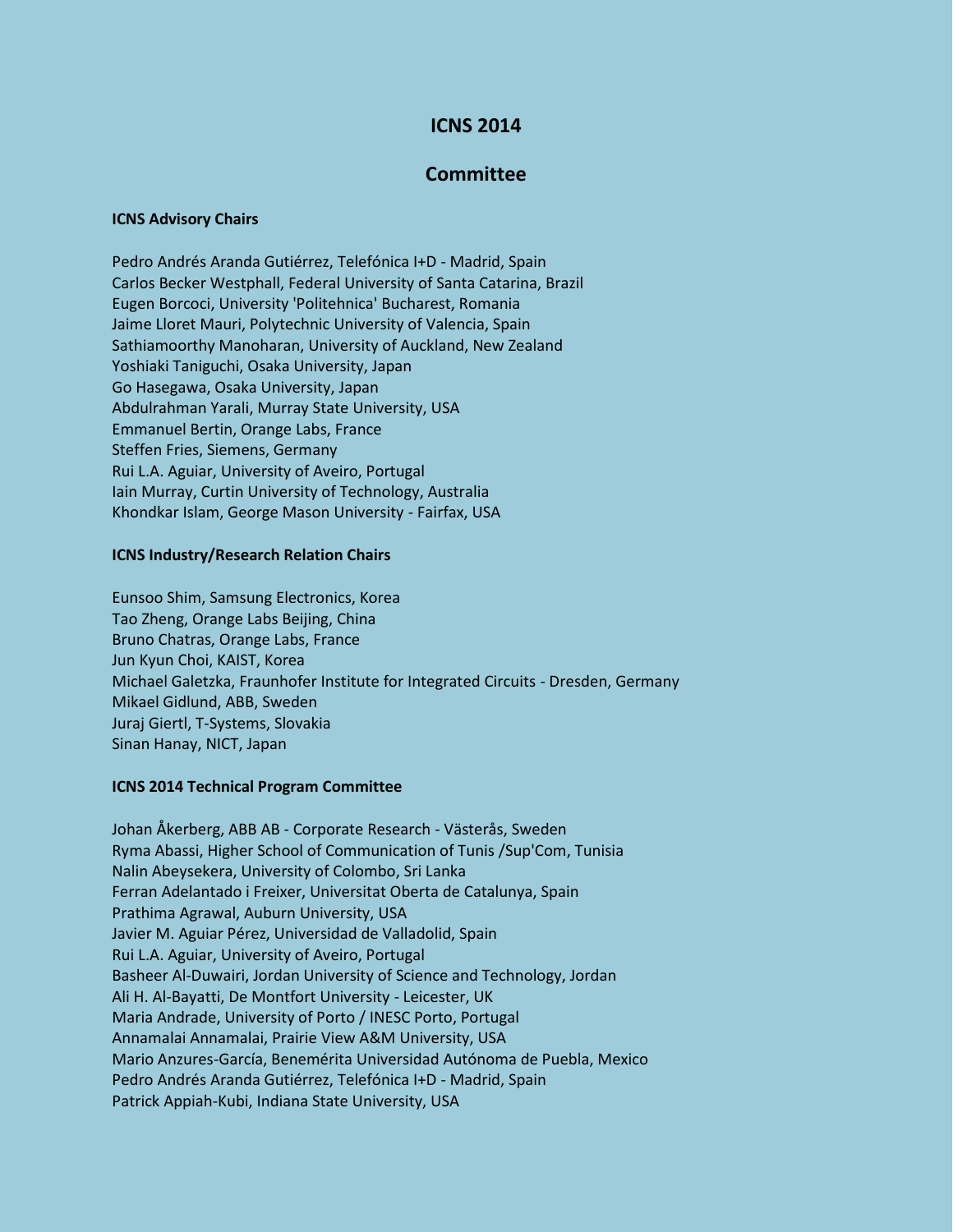# ICNS 2014

## Committee

### ICNS Advisory Chairs

Pedro Andrés Aranda Gutiérrez, Telefónica I+D - Madrid, Spain
Carlos Becker Westphall, Federal University of Santa Catarina, Brazil
Eugen Borcoci, University 'Politehnica' Bucharest, Romania
Jaime Lloret Mauri, Polytechnic University of Valencia, Spain
Sathiamoorthy Manoharan, University of Auckland, New Zealand
Yoshiaki Taniguchi, Osaka University, Japan
Go Hasegawa, Osaka University, Japan
Abdulrahman Yarali, Murray State University, USA
Emmanuel Bertin, Orange Labs, France
Steffen Fries, Siemens, Germany
Rui L.A. Aguiar, University of Aveiro, Portugal
Iain Murray, Curtin University of Technology, Australia
Khondkar Islam, George Mason University - Fairfax, USA

### ICNS Industry/Research Relation Chairs

Eunsoo Shim, Samsung Electronics, Korea
Tao Zheng, Orange Labs Beijing, China
Bruno Chatras, Orange Labs, France
Jun Kyun Choi, KAIST, Korea
Michael Galetzka, Fraunhofer Institute for Integrated Circuits - Dresden, Germany
Mikael Gidlund, ABB, Sweden
Juraj Giertl, T-Systems, Slovakia
Sinan Hanay, NICT, Japan

### ICNS 2014 Technical Program Committee

Johan Åkerberg, ABB AB - Corporate Research - Västerås, Sweden
Ryma Abassi, Higher School of Communication of Tunis /Sup'Com, Tunisia
Nalin Abeysekera, University of Colombo, Sri Lanka
Ferran Adelantado i Freixer, Universitat Oberta de Catalunya, Spain
Prathima Agrawal, Auburn University, USA
Javier M. Aguiar Pérez, Universidad de Valladolid, Spain
Rui L.A. Aguiar, University of Aveiro, Portugal
Basheer Al-Duwairi, Jordan University of Science and Technology, Jordan
Ali H. Al-Bayatti, De Montfort University - Leicester, UK
Maria Andrade, University of Porto / INESC Porto, Portugal
Annamalai Annamalai, Prairie View A&M University, USA
Mario Anzures-García, Benemérita Universidad Autónoma de Puebla, Mexico
Pedro Andrés Aranda Gutiérrez, Telefónica I+D - Madrid, Spain
Patrick Appiah-Kubi, Indiana State University, USA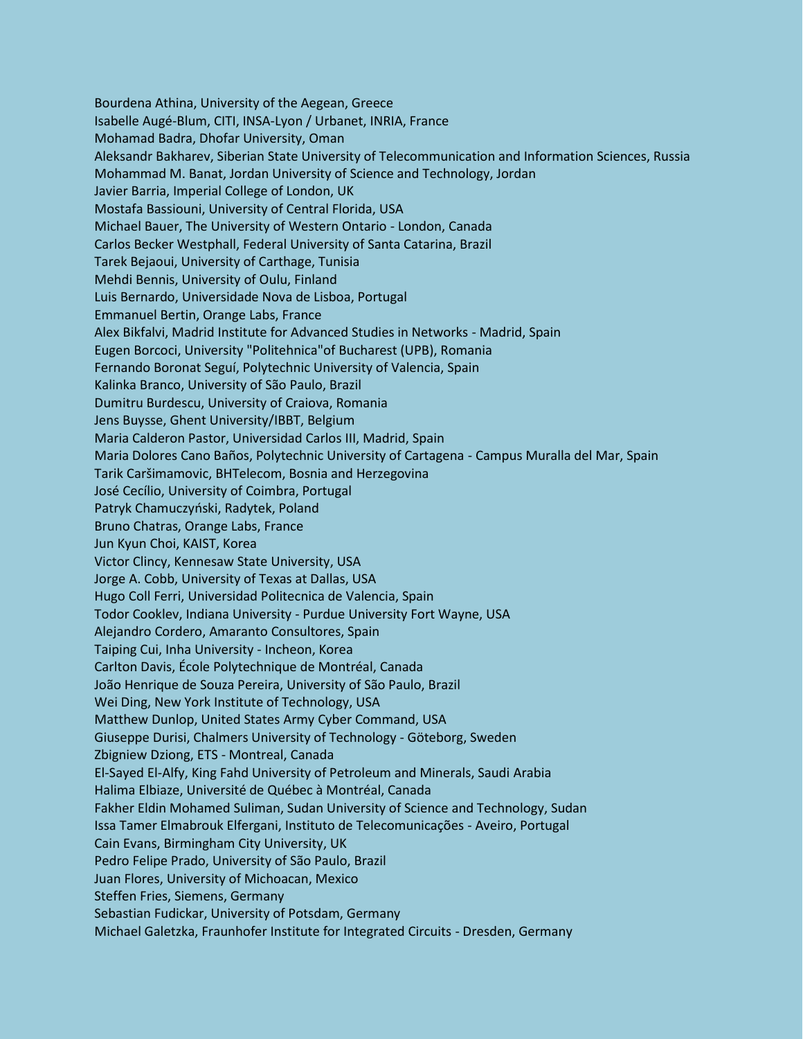Bourdena Athina, University of the Aegean, Greece
Isabelle Augé-Blum, CITI, INSA-Lyon / Urbanet, INRIA, France
Mohamad Badra, Dhofar University, Oman
Aleksandr Bakharev, Siberian State University of Telecommunication and Information Sciences, Russia
Mohammad M. Banat, Jordan University of Science and Technology, Jordan
Javier Barria, Imperial College of London, UK
Mostafa Bassiouni, University of Central Florida, USA
Michael Bauer, The University of Western Ontario - London, Canada
Carlos Becker Westphall, Federal University of Santa Catarina, Brazil
Tarek Bejaoui, University of Carthage, Tunisia
Mehdi Bennis, University of Oulu, Finland
Luis Bernardo, Universidade Nova de Lisboa, Portugal
Emmanuel Bertin, Orange Labs, France
Alex Bikfalvi, Madrid Institute for Advanced Studies in Networks - Madrid, Spain
Eugen Borcoci, University "Politehnica"of Bucharest (UPB), Romania
Fernando Boronat Seguí, Polytechnic University of Valencia, Spain
Kalinka Branco, University of São Paulo, Brazil
Dumitru Burdescu, University of Craiova, Romania
Jens Buysse, Ghent University/IBBT, Belgium
Maria Calderon Pastor, Universidad Carlos III, Madrid, Spain
Maria Dolores Cano Baños, Polytechnic University of Cartagena - Campus Muralla del Mar, Spain
Tarik Caršimamovic, BHTelecom, Bosnia and Herzegovina
José Cecílio, University of Coimbra, Portugal
Patryk Chamuczyński, Radytek, Poland
Bruno Chatras, Orange Labs, France
Jun Kyun Choi, KAIST, Korea
Victor Clincy, Kennesaw State University, USA
Jorge A. Cobb, University of Texas at Dallas, USA
Hugo Coll Ferri, Universidad Politecnica de Valencia, Spain
Todor Cooklev, Indiana University - Purdue University Fort Wayne, USA
Alejandro Cordero, Amaranto Consultores, Spain
Taiping Cui, Inha University - Incheon, Korea
Carlton Davis, École Polytechnique de Montréal, Canada
João Henrique de Souza Pereira, University of São Paulo, Brazil
Wei Ding, New York Institute of Technology, USA
Matthew Dunlop, United States Army Cyber Command, USA
Giuseppe Durisi, Chalmers University of Technology - Göteborg, Sweden
Zbigniew Dziong, ETS - Montreal, Canada
El-Sayed El-Alfy, King Fahd University of Petroleum and Minerals, Saudi Arabia
Halima Elbiaze, Université de Québec à Montréal, Canada
Fakher Eldin Mohamed Suliman, Sudan University of Science and Technology, Sudan
Issa Tamer Elmabrouk Elfergani, Instituto de Telecomunicações - Aveiro, Portugal
Cain Evans, Birmingham City University, UK
Pedro Felipe Prado, University of São Paulo, Brazil
Juan Flores, University of Michoacan, Mexico
Steffen Fries, Siemens, Germany
Sebastian Fudickar, University of Potsdam, Germany
Michael Galetzka, Fraunhofer Institute for Integrated Circuits - Dresden, Germany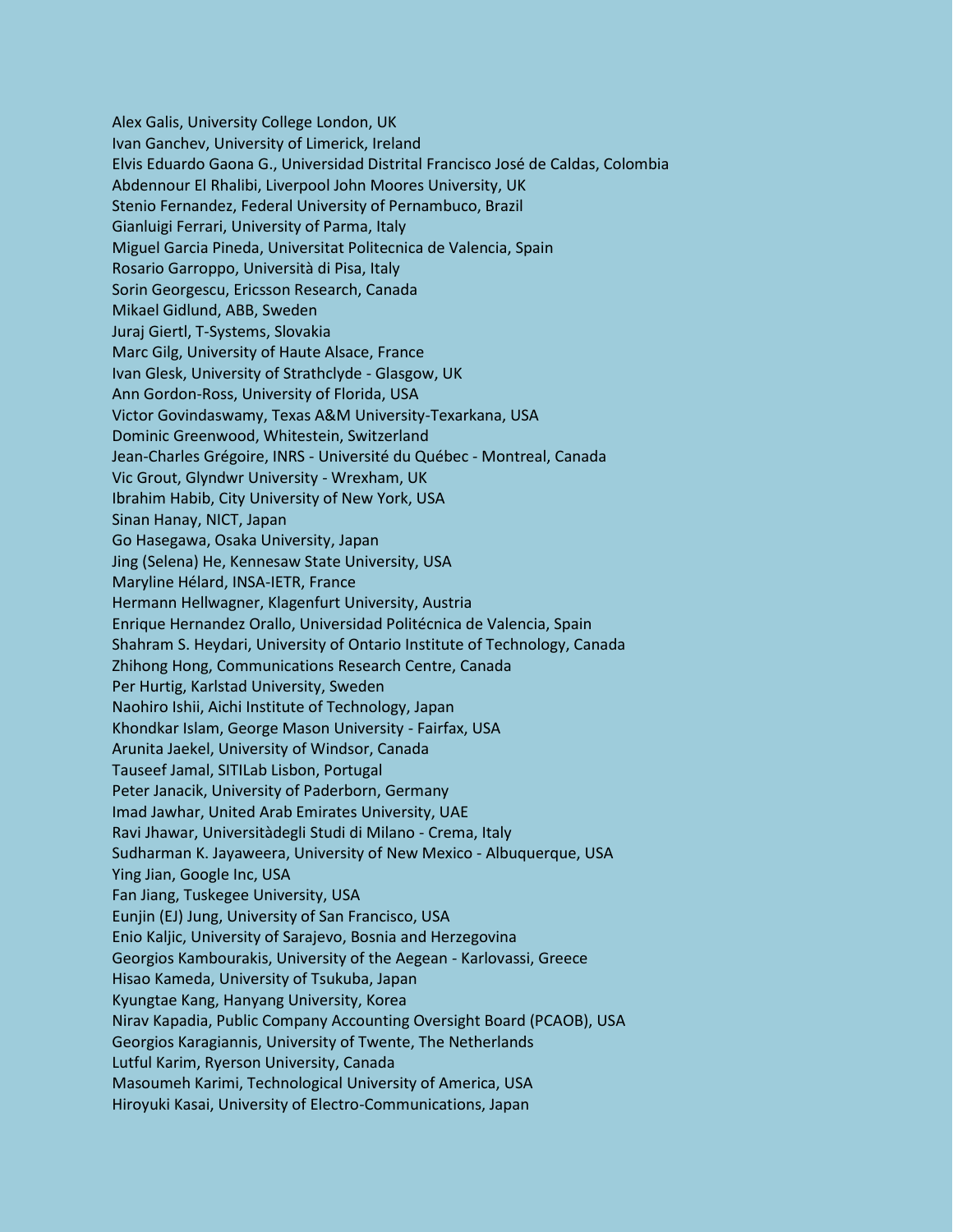Alex Galis, University College London, UK
Ivan Ganchev, University of Limerick, Ireland
Elvis Eduardo Gaona G., Universidad Distrital Francisco José de Caldas, Colombia
Abdennour El Rhalibi, Liverpool John Moores University, UK
Stenio Fernandez, Federal University of Pernambuco, Brazil
Gianluigi Ferrari, University of Parma, Italy
Miguel Garcia Pineda, Universitat Politecnica de Valencia, Spain
Rosario Garroppo, Università di Pisa, Italy
Sorin Georgescu, Ericsson Research, Canada
Mikael Gidlund, ABB, Sweden
Juraj Giertl, T-Systems, Slovakia
Marc Gilg, University of Haute Alsace, France
Ivan Glesk, University of Strathclyde - Glasgow, UK
Ann Gordon-Ross, University of Florida, USA
Victor Govindaswamy, Texas A&M University-Texarkana, USA
Dominic Greenwood, Whitestein, Switzerland
Jean-Charles Grégoire, INRS - Université du Québec - Montreal, Canada
Vic Grout, Glyndwr University - Wrexham, UK
Ibrahim Habib, City University of New York, USA
Sinan Hanay, NICT, Japan
Go Hasegawa, Osaka University, Japan
Jing (Selena) He, Kennesaw State University, USA
Maryline Hélard, INSA-IETR, France
Hermann Hellwagner, Klagenfurt University, Austria
Enrique Hernandez Orallo, Universidad Politécnica de Valencia, Spain
Shahram S. Heydari, University of Ontario Institute of Technology, Canada
Zhihong Hong, Communications Research Centre, Canada
Per Hurtig, Karlstad University, Sweden
Naohiro Ishii, Aichi Institute of Technology, Japan
Khondkar Islam, George Mason University - Fairfax, USA
Arunita Jaekel, University of Windsor, Canada
Tauseef Jamal, SITILab Lisbon, Portugal
Peter Janacik, University of Paderborn, Germany
Imad Jawhar, United Arab Emirates University, UAE
Ravi Jhawar, Universitàdegli Studi di Milano - Crema, Italy
Sudharman K. Jayaweera, University of New Mexico - Albuquerque, USA
Ying Jian, Google Inc, USA
Fan Jiang, Tuskegee University, USA
Eunjin (EJ) Jung, University of San Francisco, USA
Enio Kaljic, University of Sarajevo, Bosnia and Herzegovina
Georgios Kambourakis, University of the Aegean - Karlovassi, Greece
Hisao Kameda, University of Tsukuba, Japan
Kyungtae Kang, Hanyang University, Korea
Nirav Kapadia, Public Company Accounting Oversight Board (PCAOB), USA
Georgios Karagiannis, University of Twente, The Netherlands
Lutful Karim, Ryerson University, Canada
Masoumeh Karimi, Technological University of America, USA
Hiroyuki Kasai, University of Electro-Communications, Japan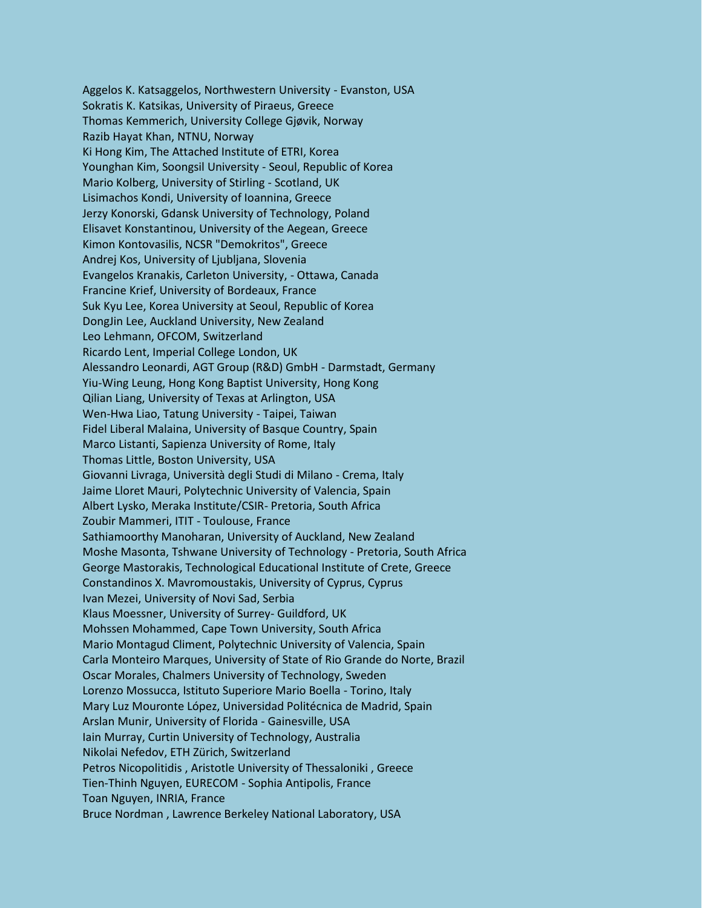Aggelos K. Katsaggelos, Northwestern University - Evanston, USA
Sokratis K. Katsikas, University of Piraeus, Greece
Thomas Kemmerich, University College Gjøvik, Norway
Razib Hayat Khan, NTNU, Norway
Ki Hong Kim, The Attached Institute of ETRI, Korea
Younghan Kim, Soongsil University - Seoul, Republic of Korea
Mario Kolberg, University of Stirling - Scotland, UK
Lisimachos Kondi, University of Ioannina, Greece
Jerzy Konorski, Gdansk University of Technology, Poland
Elisavet Konstantinou, University of the Aegean, Greece
Kimon Kontovasilis, NCSR "Demokritos", Greece
Andrej Kos, University of Ljubljana, Slovenia
Evangelos Kranakis, Carleton University, - Ottawa, Canada
Francine Krief, University of Bordeaux, France
Suk Kyu Lee, Korea University at Seoul, Republic of Korea
DongJin Lee, Auckland University, New Zealand
Leo Lehmann, OFCOM, Switzerland
Ricardo Lent, Imperial College London, UK
Alessandro Leonardi, AGT Group (R&D) GmbH - Darmstadt, Germany
Yiu-Wing Leung, Hong Kong Baptist University, Hong Kong
Qilian Liang, University of Texas at Arlington, USA
Wen-Hwa Liao, Tatung University - Taipei, Taiwan
Fidel Liberal Malaina, University of Basque Country, Spain
Marco Listanti, Sapienza University of Rome, Italy
Thomas Little, Boston University, USA
Giovanni Livraga, Università degli Studi di Milano - Crema, Italy
Jaime Lloret Mauri, Polytechnic University of Valencia, Spain
Albert Lysko, Meraka Institute/CSIR- Pretoria, South Africa
Zoubir Mammeri, ITIT - Toulouse, France
Sathiamoorthy Manoharan, University of Auckland, New Zealand
Moshe Masonta, Tshwane University of Technology - Pretoria, South Africa
George Mastorakis, Technological Educational Institute of Crete, Greece
Constandinos X. Mavromoustakis, University of Cyprus, Cyprus
Ivan Mezei, University of Novi Sad, Serbia
Klaus Moessner, University of Surrey- Guildford, UK
Mohssen Mohammed, Cape Town University, South Africa
Mario Montagud Climent, Polytechnic University of Valencia, Spain
Carla Monteiro Marques, University of State of Rio Grande do Norte, Brazil
Oscar Morales, Chalmers University of Technology, Sweden
Lorenzo Mossucca, Istituto Superiore Mario Boella - Torino, Italy
Mary Luz Mouronte López, Universidad Politécnica de Madrid, Spain
Arslan Munir, University of Florida - Gainesville, USA
Iain Murray, Curtin University of Technology, Australia
Nikolai Nefedov, ETH Zürich, Switzerland
Petros Nicopolitidis , Aristotle University of Thessaloniki , Greece
Tien-Thinh Nguyen, EURECOM - Sophia Antipolis, France
Toan Nguyen, INRIA, France
Bruce Nordman , Lawrence Berkeley National Laboratory, USA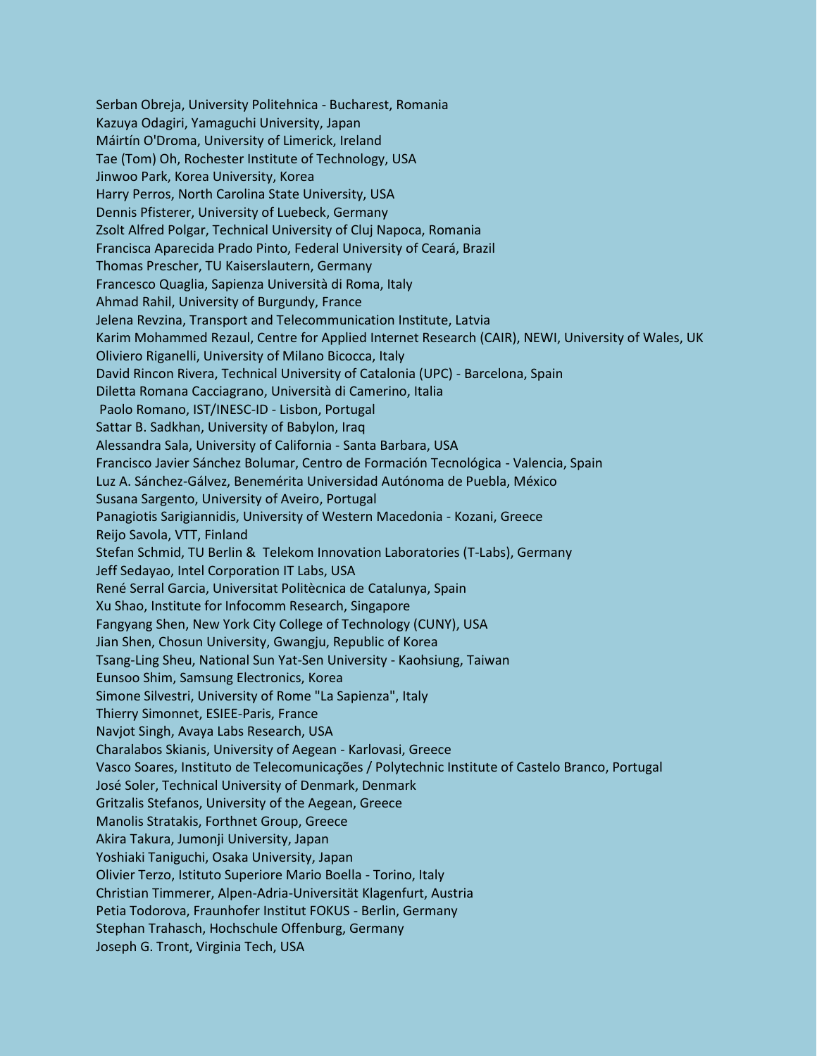Serban Obreja, University Politehnica - Bucharest, Romania
Kazuya Odagiri, Yamaguchi University, Japan
Máirtín O'Droma, University of Limerick, Ireland
Tae (Tom) Oh, Rochester Institute of Technology, USA
Jinwoo Park, Korea University, Korea
Harry Perros, North Carolina State University, USA
Dennis Pfisterer, University of Luebeck, Germany
Zsolt Alfred Polgar, Technical University of Cluj Napoca, Romania
Francisca Aparecida Prado Pinto, Federal University of Ceará, Brazil
Thomas Prescher, TU Kaiserslautern, Germany
Francesco Quaglia, Sapienza Università di Roma, Italy
Ahmad Rahil, University of Burgundy, France
Jelena Revzina, Transport and Telecommunication Institute, Latvia
Karim Mohammed Rezaul, Centre for Applied Internet Research (CAIR), NEWI, University of Wales, UK
Oliviero Riganelli, University of Milano Bicocca, Italy
David Rincon Rivera, Technical University of Catalonia (UPC) - Barcelona, Spain
Diletta Romana Cacciagrano, Università di Camerino, Italia
Paolo Romano, IST/INESC-ID - Lisbon, Portugal
Sattar B. Sadkhan, University of Babylon, Iraq
Alessandra Sala, University of California - Santa Barbara, USA
Francisco Javier Sánchez Bolumar, Centro de Formación Tecnológica - Valencia, Spain
Luz A. Sánchez-Gálvez, Benemérita Universidad Autónoma de Puebla, México
Susana Sargento, University of Aveiro, Portugal
Panagiotis Sarigiannidis, University of Western Macedonia - Kozani, Greece
Reijo Savola, VTT, Finland
Stefan Schmid, TU Berlin & Telekom Innovation Laboratories (T-Labs), Germany
Jeff Sedayao, Intel Corporation IT Labs, USA
René Serral Garcia, Universitat Politècnica de Catalunya, Spain
Xu Shao, Institute for Infocomm Research, Singapore
Fangyang Shen, New York City College of Technology (CUNY), USA
Jian Shen, Chosun University, Gwangju, Republic of Korea
Tsang-Ling Sheu, National Sun Yat-Sen University - Kaohsiung, Taiwan
Eunsoo Shim, Samsung Electronics, Korea
Simone Silvestri, University of Rome "La Sapienza", Italy
Thierry Simonnet, ESIEE-Paris, France
Navjot Singh, Avaya Labs Research, USA
Charalabos Skianis, University of Aegean - Karlovasi, Greece
Vasco Soares, Instituto de Telecomunicações / Polytechnic Institute of Castelo Branco, Portugal
José Soler, Technical University of Denmark, Denmark
Gritzalis Stefanos, University of the Aegean, Greece
Manolis Stratakis, Forthnet Group, Greece
Akira Takura, Jumonji University, Japan
Yoshiaki Taniguchi, Osaka University, Japan
Olivier Terzo, Istituto Superiore Mario Boella - Torino, Italy
Christian Timmerer, Alpen-Adria-Universität Klagenfurt, Austria
Petia Todorova, Fraunhofer Institut FOKUS - Berlin, Germany
Stephan Trahasch, Hochschule Offenburg, Germany
Joseph G. Tront, Virginia Tech, USA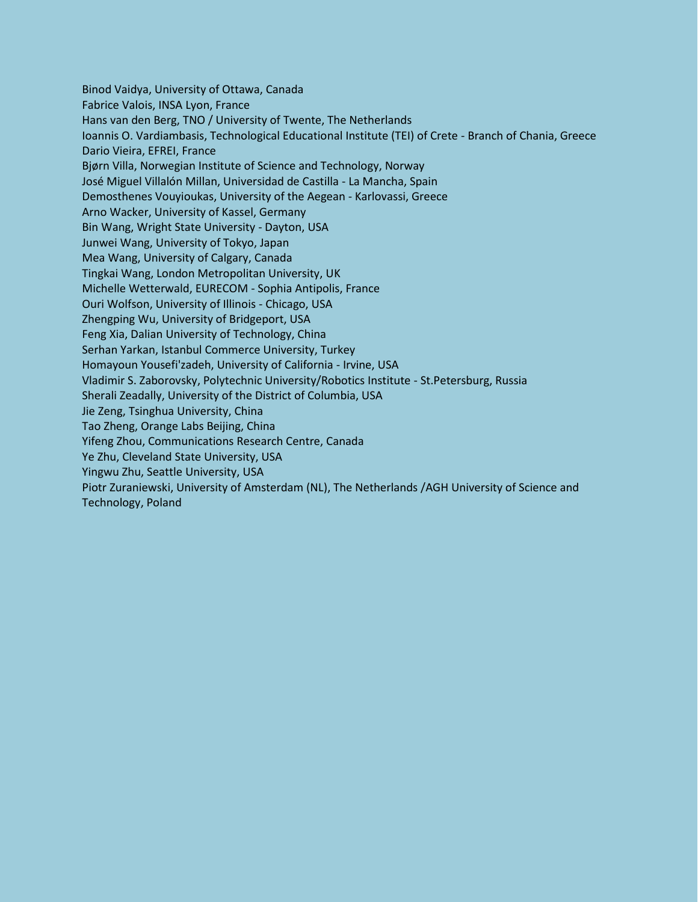Binod Vaidya, University of Ottawa, Canada
Fabrice Valois, INSA Lyon, France
Hans van den Berg, TNO / University of Twente, The Netherlands
Ioannis O. Vardiambasis, Technological Educational Institute (TEI) of Crete - Branch of Chania, Greece
Dario Vieira, EFREI, France
Bjørn Villa, Norwegian Institute of Science and Technology, Norway
José Miguel Villalón Millan, Universidad de Castilla - La Mancha, Spain
Demosthenes Vouyioukas, University of the Aegean - Karlovassi, Greece
Arno Wacker, University of Kassel, Germany
Bin Wang, Wright State University - Dayton, USA
Junwei Wang, University of Tokyo, Japan
Mea Wang, University of Calgary, Canada
Tingkai Wang, London Metropolitan University, UK
Michelle Wetterwald, EURECOM - Sophia Antipolis, France
Ouri Wolfson, University of Illinois - Chicago, USA
Zhengping Wu, University of Bridgeport, USA
Feng Xia, Dalian University of Technology, China
Serhan Yarkan, Istanbul Commerce University, Turkey
Homayoun Yousefi'zadeh, University of California - Irvine, USA
Vladimir S. Zaborovsky, Polytechnic University/Robotics Institute - St.Petersburg, Russia
Sherali Zeadally, University of the District of Columbia, USA
Jie Zeng, Tsinghua University, China
Tao Zheng, Orange Labs Beijing, China
Yifeng Zhou, Communications Research Centre, Canada
Ye Zhu, Cleveland State University, USA
Yingwu Zhu, Seattle University, USA
Piotr Zuraniewski, University of Amsterdam (NL), The Netherlands /AGH University of Science and Technology, Poland